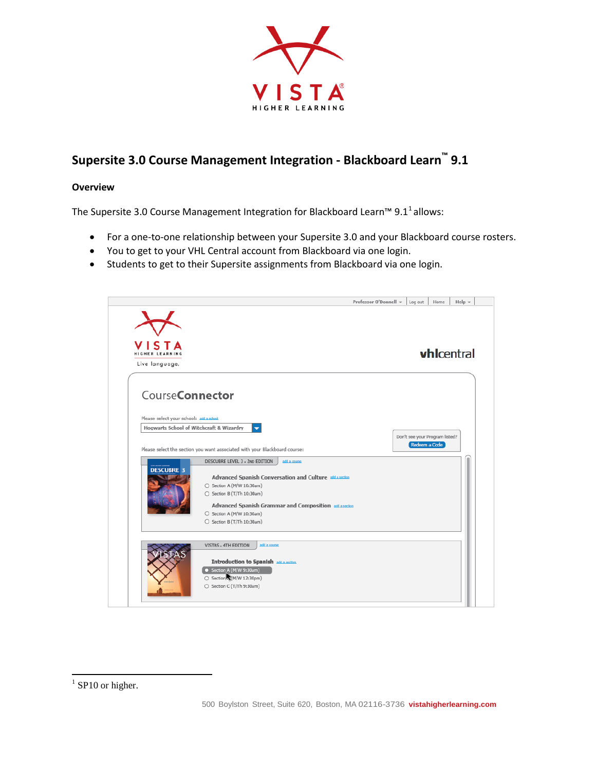# Supersite 3.0 Course Management Integration - Blackboard Learn™ 9.1

## Overview

The Supersite 3.0 Course Management Integration for Blackboard Learn™ 9.1[1] allows:

- For a one-to-one relationship between your Supersite 3.0 and your Blackboard course rosters.
- You to get to your VHL Central account from Blackboard via one login.
- Students to get to their Supersite assignments from Blackboard via one login.

[1] SP10 or higher.

500 Boylston Street, Suite 620, Boston, MA 02116-3736 **vistahigherlearning.com**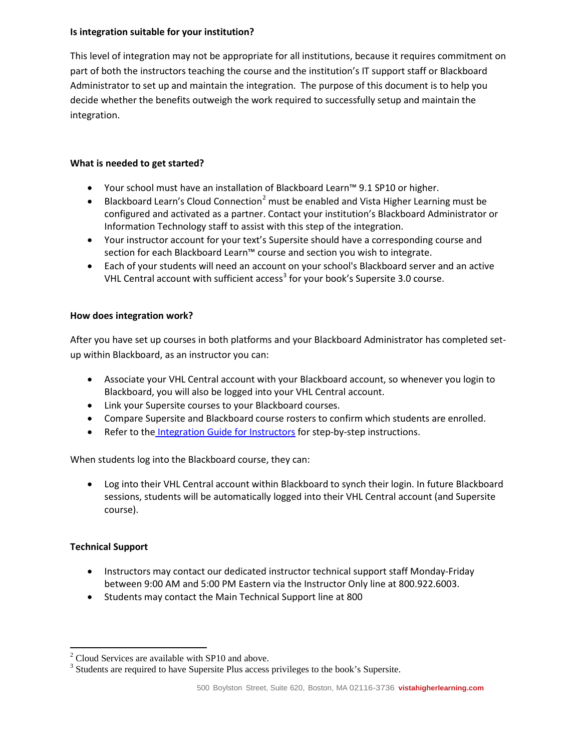**Is integration suitable for your institution?**

This level of integration may not be appropriate for all institutions, because it requires commitment on part of both the instructors teaching the course and the institution's IT support staff or Blackboard Administrator to set up and maintain the integration. The purpose of this document is to help you decide whether the benefits outweigh the work required to successfully setup and maintain the integration.

**What is needed to get started?**

- Your school must have an installation of Blackboard Learn™ 9.1 SP10 or higher.
- Blackboard Learn's Cloud Connection[2] must be enabled and Vista Higher Learning must be configured and activated as a partner. Contact your institution's Blackboard Administrator or Information Technology staff to assist with this step of the integration.
- Your instructor account for your text's Supersite should have a corresponding course and section for each Blackboard Learn™ course and section you wish to integrate.
- Each of your students will need an account on your school's Blackboard server and an active VHL Central account with sufficient access[3] for your book's Supersite 3.0 course.

**How does integration work?**

After you have set up courses in both platforms and your Blackboard Administrator has completed set-up within Blackboard, as an instructor you can:

- Associate your VHL Central account with your Blackboard account, so whenever you login to Blackboard, you will also be logged into your VHL Central account.
- Link your Supersite courses to your Blackboard courses.
- Compare Supersite and Blackboard course rosters to confirm which students are enrolled.
- Refer to the Integration Guide for Instructors for step-by-step instructions.

When students log into the Blackboard course, they can:

- Log into their VHL Central account within Blackboard to synch their login. In future Blackboard sessions, students will be automatically logged into their VHL Central account (and Supersite course).

**Technical Support**

- Instructors may contact our dedicated instructor technical support staff Monday-Friday between 9:00 AM and 5:00 PM Eastern via the Instructor Only line at 800.922.6003.
- Students may contact the Main Technical Support line at 800

[2] Cloud Services are available with SP10 and above.

[3] Students are required to have Supersite Plus access privileges to the book's Supersite.

500 Boylston Street, Suite 620, Boston, MA 02116-3736 vistahigherlearning.com